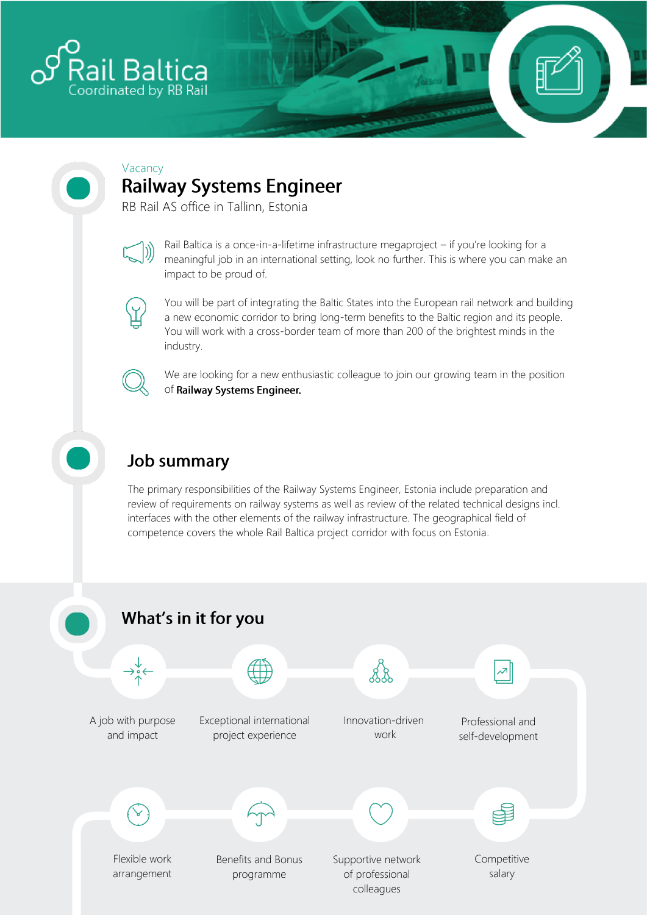Rail Baltica
Coordinated by RB Rail

Vacancy

# Railway Systems Engineer

RB Rail AS office in Tallinn, Estonia

Rail Baltica is a once-in-a-lifetime infrastructure megaproject – if you're looking for a meaningful job in an international setting, look no further. This is where you can make an impact to be proud of.

You will be part of integrating the Baltic States into the European rail network and building a new economic corridor to bring long-term benefits to the Baltic region and its people. You will work with a cross-border team of more than 200 of the brightest minds in the industry.

We are looking for a new enthusiastic colleague to join our growing team in the position of **Railway Systems Engineer.**

## Job summary

The primary responsibilities of the Railway Systems Engineer, Estonia include preparation and review of requirements on railway systems as well as review of the related technical designs incl. interfaces with the other elements of the railway infrastructure. The geographical field of competence covers the whole Rail Baltica project corridor with focus on Estonia.

## What's in it for you

- A job with purpose and impact
- Exceptional international project experience
- Innovation-driven work
- Professional and self-development
- Flexible work arrangement
- Benefits and Bonus programme
- Supportive network of professional colleagues
- Competitive salary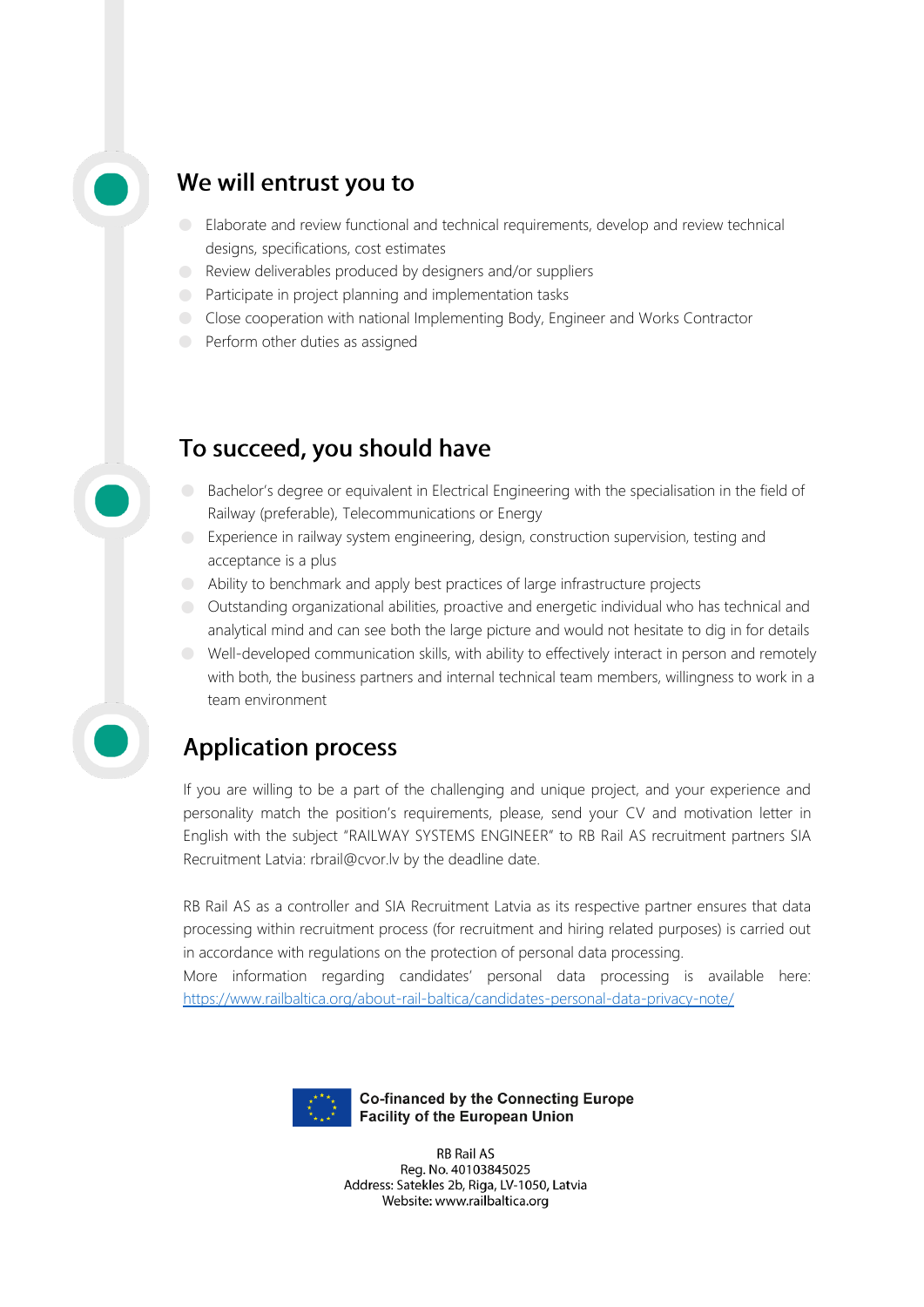## We will entrust you to

- Elaborate and review functional and technical requirements, develop and review technical designs, specifications, cost estimates
- Review deliverables produced by designers and/or suppliers
- Participate in project planning and implementation tasks
- Close cooperation with national Implementing Body, Engineer and Works Contractor
- Perform other duties as assigned

## To succeed, you should have

- Bachelor's degree or equivalent in Electrical Engineering with the specialisation in the field of Railway (preferable), Telecommunications or Energy
- Experience in railway system engineering, design, construction supervision, testing and acceptance is a plus
- Ability to benchmark and apply best practices of large infrastructure projects
- Outstanding organizational abilities, proactive and energetic individual who has technical and analytical mind and can see both the large picture and would not hesitate to dig in for details
- Well-developed communication skills, with ability to effectively interact in person and remotely with both, the business partners and internal technical team members, willingness to work in a team environment

## Application process

If you are willing to be a part of the challenging and unique project, and your experience and personality match the position's requirements, please, send your CV and motivation letter in English with the subject "RAILWAY SYSTEMS ENGINEER" to RB Rail AS recruitment partners SIA Recruitment Latvia: rbrail@cvor.lv by the deadline date.

RB Rail AS as a controller and SIA Recruitment Latvia as its respective partner ensures that data processing within recruitment process (for recruitment and hiring related purposes) is carried out in accordance with regulations on the protection of personal data processing.
More information regarding candidates' personal data processing is available here: [https://www.railbaltica.org/about-rail-baltica/candidates-personal-data-privacy-note/](https://www.railbaltica.org/about-rail-baltica/candidates-personal-data-privacy-note/)

**Co-financed by the Connecting Europe Facility of the European Union**

RB Rail AS
Reg. No. 40103845025
Address: Satekles 2b, Riga, LV-1050, Latvia
Website: www.railbaltica.org